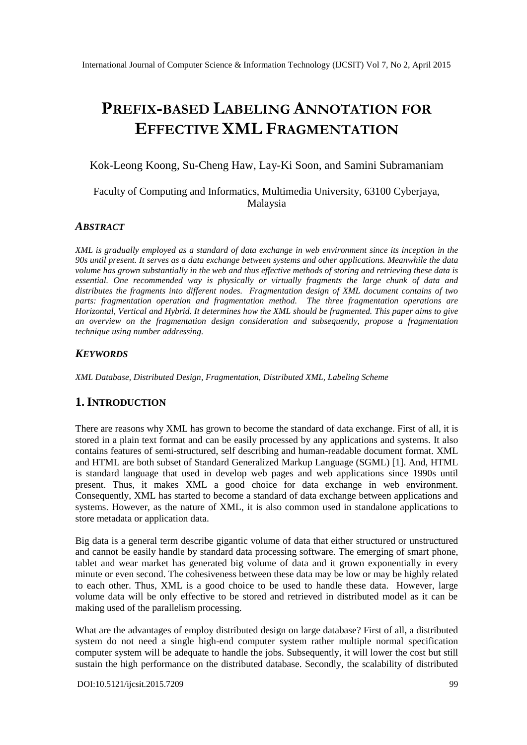# PREFIX-BASED LABELING ANNOTATION FOR EFFECTIVE XML FRAGMENTATION

Kok-Leong Koong, Su-Cheng Haw, Lay-Ki Soon, and Samini Subramaniam

Faculty of Computing and Informatics, Multimedia University, 63100 Cyberjaya, Malaysia

## ABSTRACT

*XML is gradually employed as a standard of data exchange in web environment since its inception in the 90s until present. It serves as a data exchange between systems and other applications. Meanwhile the data volume has grown substantially in the web and thus effective methods of storing and retrieving these data is essential. One recommended way is physically or virtually fragments the large chunk of data and distributes the fragments into different nodes. Fragmentation design of XML document contains of two parts: fragmentation operation and fragmentation method. The three fragmentation operations are Horizontal, Vertical and Hybrid. It determines how the XML should be fragmented. This paper aims to give an overview on the fragmentation design consideration and subsequently, propose a fragmentation technique using number addressing.*

## KEYWORDS

*XML Database, Distributed Design, Fragmentation, Distributed XML, Labeling Scheme*

## 1. INTRODUCTION

There are reasons why XML has grown to become the standard of data exchange. First of all, it is stored in a plain text format and can be easily processed by any applications and systems. It also contains features of semi-structured, self describing and human-readable document format. XML and HTML are both subset of Standard Generalized Markup Language (SGML) [1]. And, HTML is standard language that used in develop web pages and web applications since 1990s until present. Thus, it makes XML a good choice for data exchange in web environment. Consequently, XML has started to become a standard of data exchange between applications and systems. However, as the nature of XML, it is also common used in standalone applications to store metadata or application data.

Big data is a general term describe gigantic volume of data that either structured or unstructured and cannot be easily handle by standard data processing software. The emerging of smart phone, tablet and wear market has generated big volume of data and it grown exponentially in every minute or even second. The cohesiveness between these data may be low or may be highly related to each other. Thus, XML is a good choice to be used to handle these data. However, large volume data will be only effective to be stored and retrieved in distributed model as it can be making used of the parallelism processing.

What are the advantages of employ distributed design on large database? First of all, a distributed system do not need a single high-end computer system rather multiple normal specification computer system will be adequate to handle the jobs. Subsequently, it will lower the cost but still sustain the high performance on the distributed database. Secondly, the scalability of distributed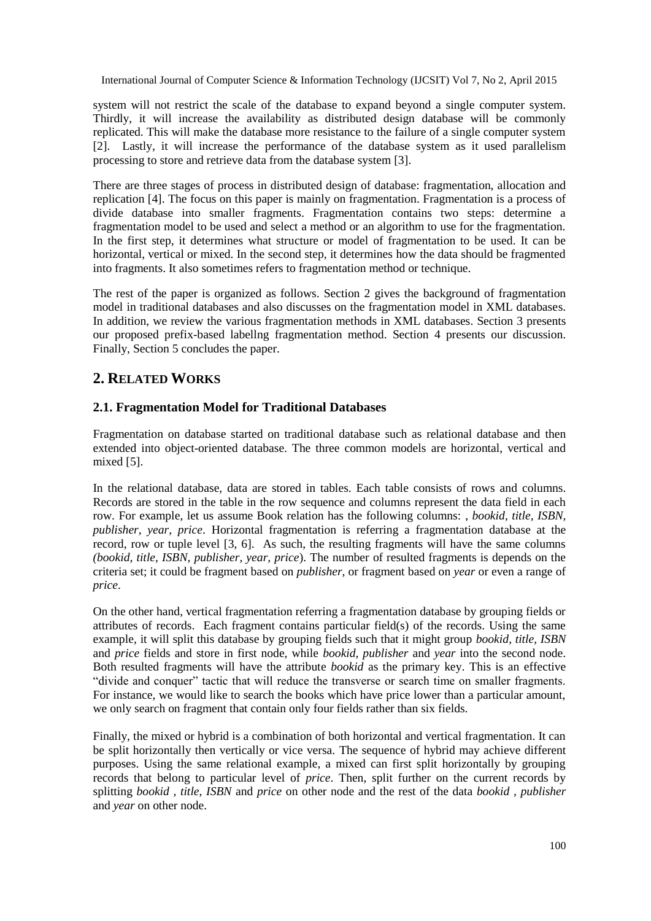system will not restrict the scale of the database to expand beyond a single computer system. Thirdly, it will increase the availability as distributed design database will be commonly replicated. This will make the database more resistance to the failure of a single computer system [2]. Lastly, it will increase the performance of the database system as it used parallelism processing to store and retrieve data from the database system [3].

There are three stages of process in distributed design of database: fragmentation, allocation and replication [4]. The focus on this paper is mainly on fragmentation. Fragmentation is a process of divide database into smaller fragments. Fragmentation contains two steps: determine a fragmentation model to be used and select a method or an algorithm to use for the fragmentation. In the first step, it determines what structure or model of fragmentation to be used. It can be horizontal, vertical or mixed. In the second step, it determines how the data should be fragmented into fragments. It also sometimes refers to fragmentation method or technique.

The rest of the paper is organized as follows. Section 2 gives the background of fragmentation model in traditional databases and also discusses on the fragmentation model in XML databases. In addition, we review the various fragmentation methods in XML databases. Section 3 presents our proposed prefix-based labellng fragmentation method. Section 4 presents our discussion. Finally, Section 5 concludes the paper.

## 2. RELATED WORKS

### 2.1. Fragmentation Model for Traditional Databases

Fragmentation on database started on traditional database such as relational database and then extended into object-oriented database. The three common models are horizontal, vertical and mixed [5].

In the relational database, data are stored in tables. Each table consists of rows and columns. Records are stored in the table in the row sequence and columns represent the data field in each row. For example, let us assume Book relation has the following columns: , *bookid, title, ISBN, publisher, year, price*. Horizontal fragmentation is referring a fragmentation database at the record, row or tuple level [3, 6]. As such, the resulting fragments will have the same columns *(bookid, title, ISBN, publisher, year, price*). The number of resulted fragments is depends on the criteria set; it could be fragment based on *publisher*, or fragment based on *year* or even a range of *price*.

On the other hand, vertical fragmentation referring a fragmentation database by grouping fields or attributes of records. Each fragment contains particular field(s) of the records. Using the same example, it will split this database by grouping fields such that it might group *bookid*, *title, ISBN* and *price* fields and store in first node, while *bookid*, *publisher* and *year* into the second node. Both resulted fragments will have the attribute *bookid* as the primary key. This is an effective "divide and conquer" tactic that will reduce the transverse or search time on smaller fragments. For instance, we would like to search the books which have price lower than a particular amount, we only search on fragment that contain only four fields rather than six fields.

Finally, the mixed or hybrid is a combination of both horizontal and vertical fragmentation. It can be split horizontally then vertically or vice versa. The sequence of hybrid may achieve different purposes. Using the same relational example, a mixed can first split horizontally by grouping records that belong to particular level of *price*. Then, split further on the current records by splitting *bookid* , *title, ISBN* and *price* on other node and the rest of the data *bookid* , *publisher* and *year* on other node.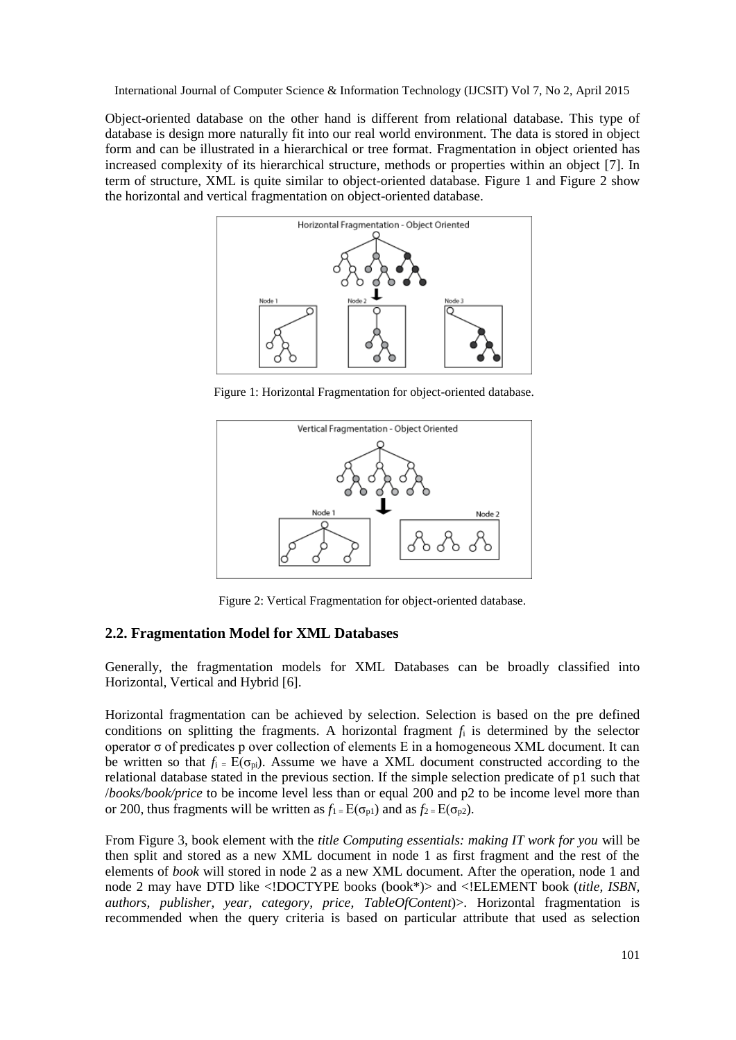Object-oriented database on the other hand is different from relational database. This type of database is design more naturally fit into our real world environment. The data is stored in object form and can be illustrated in a hierarchical or tree format. Fragmentation in object oriented has increased complexity of its hierarchical structure, methods or properties within an object [7]. In term of structure, XML is quite similar to object-oriented database. Figure 1 and Figure 2 show the horizontal and vertical fragmentation on object-oriented database.

Figure 1: Horizontal Fragmentation for object-oriented database.

Figure 2: Vertical Fragmentation for object-oriented database.

## 2.2. Fragmentation Model for XML Databases

Generally, the fragmentation models for XML Databases can be broadly classified into Horizontal, Vertical and Hybrid [6].

Horizontal fragmentation can be achieved by selection. Selection is based on the pre defined conditions on splitting the fragments. A horizontal fragment $f_i$ is determined by the selector operator σ of predicates p over collection of elements E in a homogeneous XML document. It can be written so that $f_i = E(\sigma_{pi})$. Assume we have a XML document constructed according to the relational database stated in the previous section. If the simple selection predicate of p1 such that */books/book/price* to be income level less than or equal 200 and p2 to be income level more than or 200, thus fragments will be written as $f_1 = E(\sigma_{p1})$ and as $f_2 = E(\sigma_{p2})$.

From Figure 3, book element with the *title Computing essentials: making IT work for you* will be then split and stored as a new XML document in node 1 as first fragment and the rest of the elements of *book* will stored in node 2 as a new XML document. After the operation, node 1 and node 2 may have DTD like <!DOCTYPE books (book*)> and <!ELEMENT book (*title, ISBN, authors, publisher, year, category, price, TableOfContent*)>. Horizontal fragmentation is recommended when the query criteria is based on particular attribute that used as selection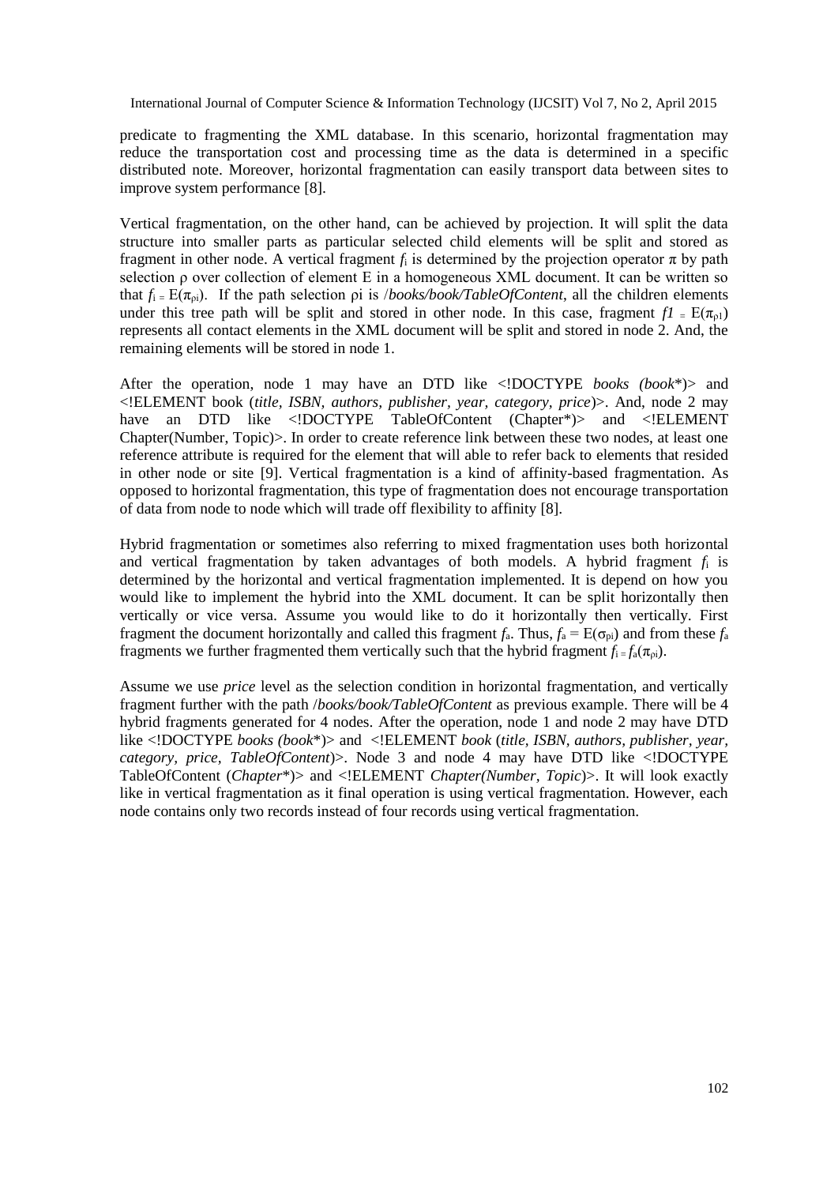predicate to fragmenting the XML database. In this scenario, horizontal fragmentation may reduce the transportation cost and processing time as the data is determined in a specific distributed note. Moreover, horizontal fragmentation can easily transport data between sites to improve system performance [8].

Vertical fragmentation, on the other hand, can be achieved by projection. It will split the data structure into smaller parts as particular selected child elements will be split and stored as fragment in other node. A vertical fragment $f_i$ is determined by the projection operator $\pi$ by path selection $\rho$ over collection of element E in a homogeneous XML document. It can be written so that $f_i = E(\pi_{\rho i})$. If the path selection ρi is */books/book/TableOfContent*, all the children elements under this tree path will be split and stored in other node. In this case, fragment $f1 = E(\pi_{\rho 1})$ represents all contact elements in the XML document will be split and stored in node 2. And, the remaining elements will be stored in node 1.

After the operation, node 1 may have an DTD like <!DOCTYPE *books (book*\*)> and <!ELEMENT book (*title, ISBN, authors, publisher, year, category, price*)>. And, node 2 may have an DTD like <!DOCTYPE TableOfContent (Chapter\*)> and <!ELEMENT Chapter(Number, Topic)>. In order to create reference link between these two nodes, at least one reference attribute is required for the element that will able to refer back to elements that resided in other node or site [9]. Vertical fragmentation is a kind of affinity-based fragmentation. As opposed to horizontal fragmentation, this type of fragmentation does not encourage transportation of data from node to node which will trade off flexibility to affinity [8].

Hybrid fragmentation or sometimes also referring to mixed fragmentation uses both horizontal and vertical fragmentation by taken advantages of both models. A hybrid fragment $f_i$ is determined by the horizontal and vertical fragmentation implemented. It is depend on how you would like to implement the hybrid into the XML document. It can be split horizontally then vertically or vice versa. Assume you would like to do it horizontally then vertically. First fragment the document horizontally and called this fragment $f_a$. Thus, $f_a = E(\sigma_{\rho i})$ and from these $f_a$ fragments we further fragmented them vertically such that the hybrid fragment $f_i = f_a(\pi_{\rho i})$.

Assume we use *price* level as the selection condition in horizontal fragmentation, and vertically fragment further with the path */books/book/TableOfContent* as previous example. There will be 4 hybrid fragments generated for 4 nodes. After the operation, node 1 and node 2 may have DTD like <!DOCTYPE *books (book*\*)> and <!ELEMENT *book* (*title, ISBN, authors, publisher, year, category, price, TableOfContent*)>. Node 3 and node 4 may have DTD like <!DOCTYPE TableOfContent (*Chapter*\*)> and <!ELEMENT *Chapter(Number, Topic*)>. It will look exactly like in vertical fragmentation as it final operation is using vertical fragmentation. However, each node contains only two records instead of four records using vertical fragmentation.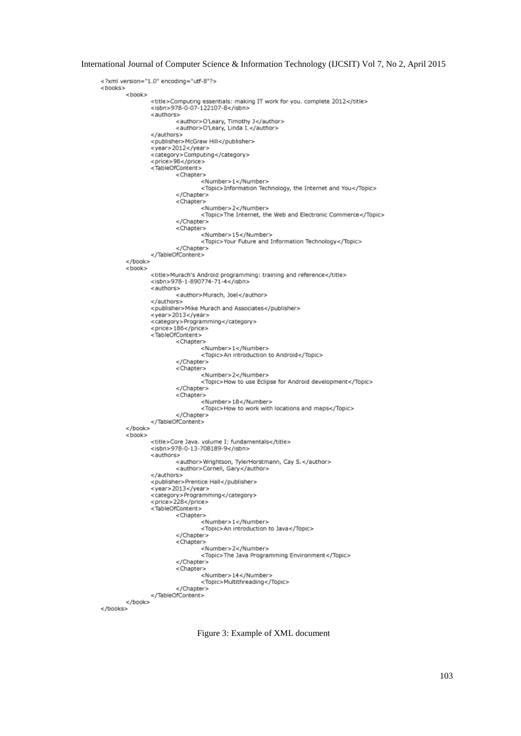```xml
<?xml version="1.0" encoding="utf-8"?>
<books>
	<book>
		<title>Computing essentials: making IT work for you. complete 2012</title>
		<isbn>978-0-07-122107-8</isbn>
		<authors>
			<author>O'Leary, Timothy J</author>
			<author>O'Leary, Linda I.</author>
		</authors>
		<publisher>McGraw Hill</publisher>
		<year>2012</year>
		<category>Computing</category>
		<price>98</price>
		<TableOfContent>
			<Chapter>
				<Number>1</Number>
				<Topic>Information Technology, the Internet and You</Topic>
			</Chapter>
			<Chapter>
				<Number>2</Number>
				<Topic>The Internet, the Web and Electronic Commerce</Topic>
			</Chapter>
			<Chapter>
				<Number>15</Number>
				<Topic>Your Future and Information Technology</Topic>
			</Chapter>
		</TableOfContent>
	</book>
	<book>
		<title>Murach's Android programming: training and reference</title>
		<isbn>978-1-890774-71-4</isbn>
		<authors>
			<author>Murach, Joel</author>
		</authors>
		<publisher>Mike Murach and Associates</publisher>
		<year>2013</year>
		<category>Programming</category>
		<price>186</price>
		<TableOfContent>
			<Chapter>
				<Number>1</Number>
				<Topic>An introduction to Android</Topic>
			</Chapter>
			<Chapter>
				<Number>2</Number>
				<Topic>How to use Eclipse for Android development</Topic>
			</Chapter>
			<Chapter>
				<Number>18</Number>
				<Topic>How to work with locations and maps</Topic>
			</Chapter>
		</TableOfContent>
	</book>
	<book>
		<title>Core Java. volume I: fundamentals</title>
		<isbn>978-0-13-708189-9</isbn>
		<authors>
			<author>Wrightson, TylerHorstmann, Cay S.</author>
			<author>Cornell, Gary</author>
		</authors>
		<publisher>Prentice Hall</publisher>
		<year>2013</year>
		<category>Programming</category>
		<price>228</price>
		<TableOfContent>
			<Chapter>
				<Number>1</Number>
				<Topic>An introduction to Java</Topic>
			</Chapter>
			<Chapter>
				<Number>2</Number>
				<Topic>The Java Programming Environment</Topic>
			</Chapter>
			<Chapter>
				<Number>14</Number>
				<Topic>Multithreading</Topic>
			</Chapter>
		</TableOfContent>
	</book>
</books>
```

Figure 3: Example of XML document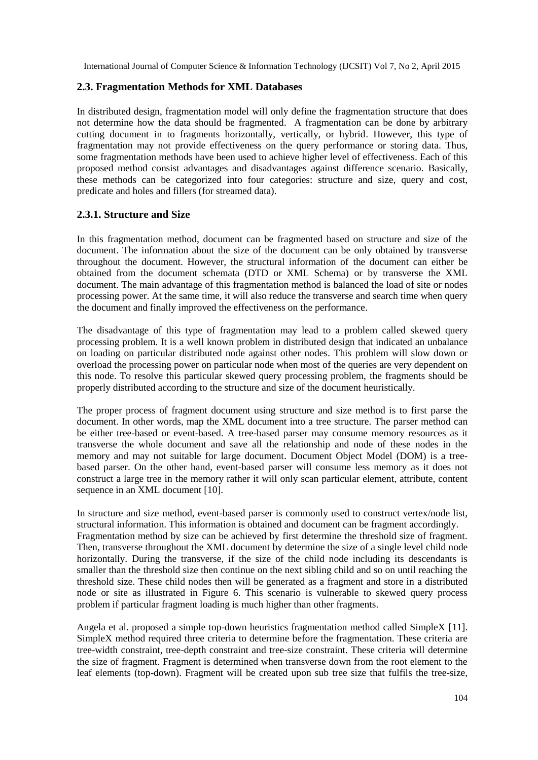### 2.3. Fragmentation Methods for XML Databases

In distributed design, fragmentation model will only define the fragmentation structure that does not determine how the data should be fragmented. A fragmentation can be done by arbitrary cutting document in to fragments horizontally, vertically, or hybrid. However, this type of fragmentation may not provide effectiveness on the query performance or storing data. Thus, some fragmentation methods have been used to achieve higher level of effectiveness. Each of this proposed method consist advantages and disadvantages against difference scenario. Basically, these methods can be categorized into four categories: structure and size, query and cost, predicate and holes and fillers (for streamed data).

#### 2.3.1. Structure and Size

In this fragmentation method, document can be fragmented based on structure and size of the document. The information about the size of the document can be only obtained by transverse throughout the document. However, the structural information of the document can either be obtained from the document schemata (DTD or XML Schema) or by transverse the XML document. The main advantage of this fragmentation method is balanced the load of site or nodes processing power. At the same time, it will also reduce the transverse and search time when query the document and finally improved the effectiveness on the performance.

The disadvantage of this type of fragmentation may lead to a problem called skewed query processing problem. It is a well known problem in distributed design that indicated an unbalance on loading on particular distributed node against other nodes. This problem will slow down or overload the processing power on particular node when most of the queries are very dependent on this node. To resolve this particular skewed query processing problem, the fragments should be properly distributed according to the structure and size of the document heuristically.

The proper process of fragment document using structure and size method is to first parse the document. In other words, map the XML document into a tree structure. The parser method can be either tree-based or event-based. A tree-based parser may consume memory resources as it transverse the whole document and save all the relationship and node of these nodes in the memory and may not suitable for large document. Document Object Model (DOM) is a tree-based parser. On the other hand, event-based parser will consume less memory as it does not construct a large tree in the memory rather it will only scan particular element, attribute, content sequence in an XML document [10].

In structure and size method, event-based parser is commonly used to construct vertex/node list, structural information. This information is obtained and document can be fragment accordingly.
Fragmentation method by size can be achieved by first determine the threshold size of fragment. Then, transverse throughout the XML document by determine the size of a single level child node horizontally. During the transverse, if the size of the child node including its descendants is smaller than the threshold size then continue on the next sibling child and so on until reaching the threshold size. These child nodes then will be generated as a fragment and store in a distributed node or site as illustrated in Figure 6. This scenario is vulnerable to skewed query process problem if particular fragment loading is much higher than other fragments.

Angela et al. proposed a simple top-down heuristics fragmentation method called SimpleX [11]. SimpleX method required three criteria to determine before the fragmentation. These criteria are tree-width constraint, tree-depth constraint and tree-size constraint. These criteria will determine the size of fragment. Fragment is determined when transverse down from the root element to the leaf elements (top-down). Fragment will be created upon sub tree size that fulfils the tree-size,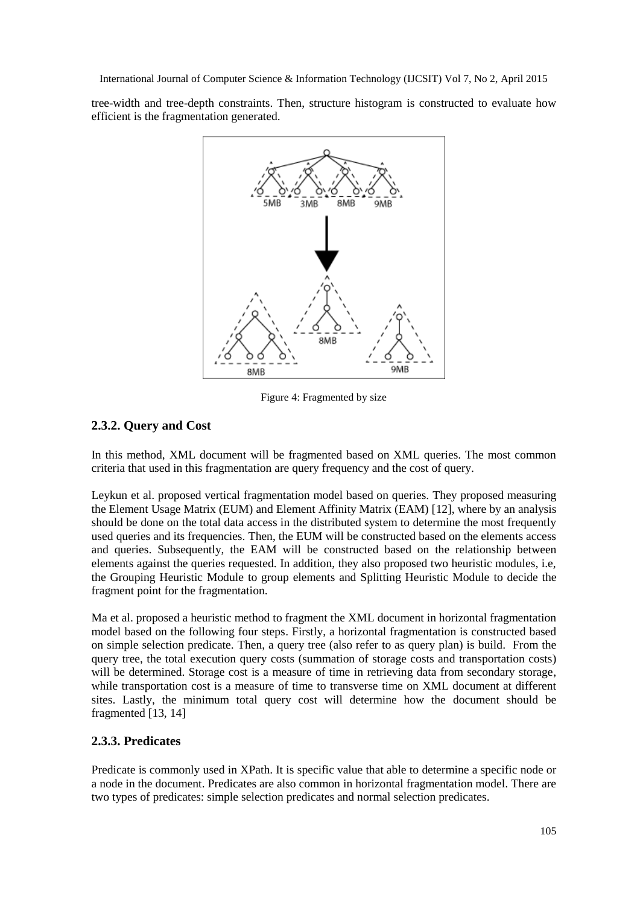tree-width and tree-depth constraints. Then, structure histogram is constructed to evaluate how efficient is the fragmentation generated.

Figure 4: Fragmented by size

### 2.3.2. Query and Cost

In this method, XML document will be fragmented based on XML queries. The most common criteria that used in this fragmentation are query frequency and the cost of query.

Leykun et al. proposed vertical fragmentation model based on queries. They proposed measuring the Element Usage Matrix (EUM) and Element Affinity Matrix (EAM) [12], where by an analysis should be done on the total data access in the distributed system to determine the most frequently used queries and its frequencies. Then, the EUM will be constructed based on the elements access and queries. Subsequently, the EAM will be constructed based on the relationship between elements against the queries requested. In addition, they also proposed two heuristic modules, i.e, the Grouping Heuristic Module to group elements and Splitting Heuristic Module to decide the fragment point for the fragmentation.

Ma et al. proposed a heuristic method to fragment the XML document in horizontal fragmentation model based on the following four steps. Firstly, a horizontal fragmentation is constructed based on simple selection predicate. Then, a query tree (also refer to as query plan) is build. From the query tree, the total execution query costs (summation of storage costs and transportation costs) will be determined. Storage cost is a measure of time in retrieving data from secondary storage, while transportation cost is a measure of time to transverse time on XML document at different sites. Lastly, the minimum total query cost will determine how the document should be fragmented [13, 14]

### 2.3.3. Predicates

Predicate is commonly used in XPath. It is specific value that able to determine a specific node or a node in the document. Predicates are also common in horizontal fragmentation model. There are two types of predicates: simple selection predicates and normal selection predicates.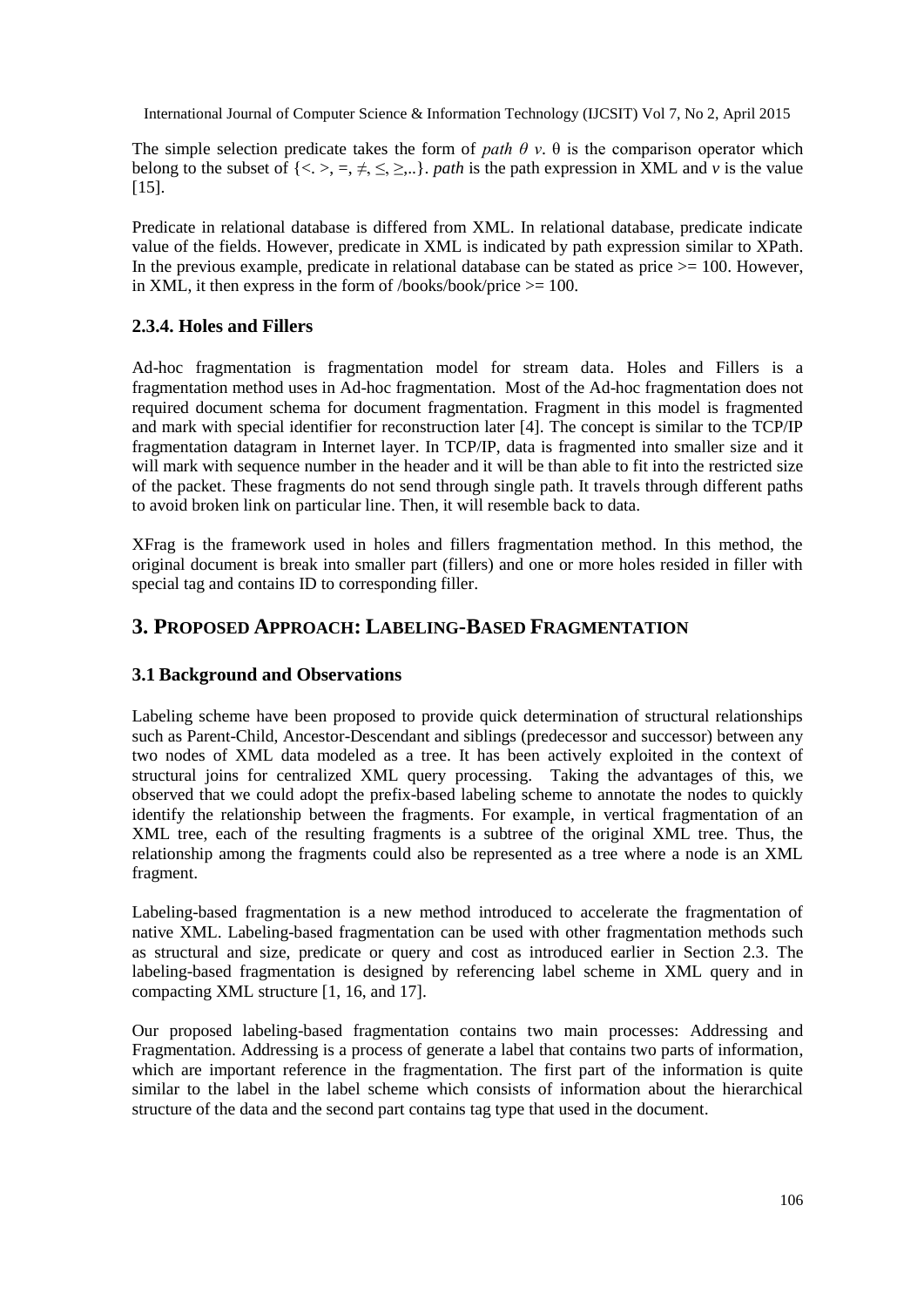The simple selection predicate takes the form of *path* $\theta$ *v*. $\theta$ is the comparison operator which belong to the subset of {<. >, =, ≠, ≤, ≥,..}. *path* is the path expression in XML and *v* is the value [15].

Predicate in relational database is differed from XML. In relational database, predicate indicate value of the fields. However, predicate in XML is indicated by path expression similar to XPath. In the previous example, predicate in relational database can be stated as price >= 100. However, in XML, it then express in the form of /books/book/price >= 100.

### 2.3.4. Holes and Fillers

Ad-hoc fragmentation is fragmentation model for stream data. Holes and Fillers is a fragmentation method uses in Ad-hoc fragmentation. Most of the Ad-hoc fragmentation does not required document schema for document fragmentation. Fragment in this model is fragmented and mark with special identifier for reconstruction later [4]. The concept is similar to the TCP/IP fragmentation datagram in Internet layer. In TCP/IP, data is fragmented into smaller size and it will mark with sequence number in the header and it will be than able to fit into the restricted size of the packet. These fragments do not send through single path. It travels through different paths to avoid broken link on particular line. Then, it will resemble back to data.

XFrag is the framework used in holes and fillers fragmentation method. In this method, the original document is break into smaller part (fillers) and one or more holes resided in filler with special tag and contains ID to corresponding filler.

## 3. Proposed Approach: Labeling-Based Fragmentation

### 3.1 Background and Observations

Labeling scheme have been proposed to provide quick determination of structural relationships such as Parent-Child, Ancestor-Descendant and siblings (predecessor and successor) between any two nodes of XML data modeled as a tree. It has been actively exploited in the context of structural joins for centralized XML query processing. Taking the advantages of this, we observed that we could adopt the prefix-based labeling scheme to annotate the nodes to quickly identify the relationship between the fragments. For example, in vertical fragmentation of an XML tree, each of the resulting fragments is a subtree of the original XML tree. Thus, the relationship among the fragments could also be represented as a tree where a node is an XML fragment.

Labeling-based fragmentation is a new method introduced to accelerate the fragmentation of native XML. Labeling-based fragmentation can be used with other fragmentation methods such as structural and size, predicate or query and cost as introduced earlier in Section 2.3. The labeling-based fragmentation is designed by referencing label scheme in XML query and in compacting XML structure [1, 16, and 17].

Our proposed labeling-based fragmentation contains two main processes: Addressing and Fragmentation. Addressing is a process of generate a label that contains two parts of information, which are important reference in the fragmentation. The first part of the information is quite similar to the label in the label scheme which consists of information about the hierarchical structure of the data and the second part contains tag type that used in the document.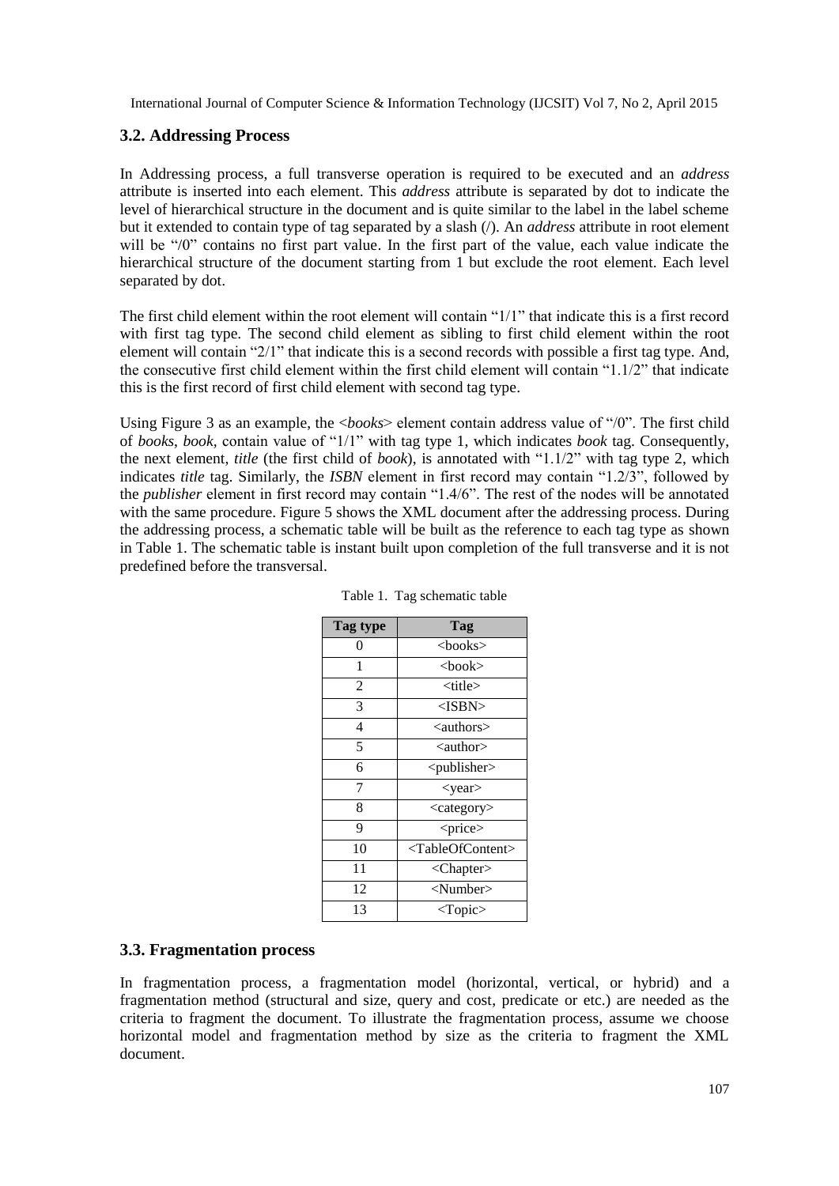### 3.2. Addressing Process

In Addressing process, a full transverse operation is required to be executed and an *address* attribute is inserted into each element. This *address* attribute is separated by dot to indicate the level of hierarchical structure in the document and is quite similar to the label in the label scheme but it extended to contain type of tag separated by a slash (/). An *address* attribute in root element will be "/0" contains no first part value. In the first part of the value, each value indicate the hierarchical structure of the document starting from 1 but exclude the root element. Each level separated by dot.

The first child element within the root element will contain "1/1" that indicate this is a first record with first tag type. The second child element as sibling to first child element within the root element will contain "2/1" that indicate this is a second records with possible a first tag type. And, the consecutive first child element within the first child element will contain "1.1/2" that indicate this is the first record of first child element with second tag type.

Using Figure 3 as an example, the <*books*> element contain address value of "/0". The first child of *books*, *book*, contain value of "1/1" with tag type 1, which indicates *book* tag. Consequently, the next element, *title* (the first child of *book*), is annotated with "1.1/2" with tag type 2, which indicates *title* tag. Similarly, the *ISBN* element in first record may contain "1.2/3", followed by the *publisher* element in first record may contain "1.4/6". The rest of the nodes will be annotated with the same procedure. Figure 5 shows the XML document after the addressing process. During the addressing process, a schematic table will be built as the reference to each tag type as shown in Table 1. The schematic table is instant built upon completion of the full transverse and it is not predefined before the transversal.

Table 1. Tag schematic table

| Tag type | Tag |
|---|---|
| 0 | <books> |
| 1 | <book> |
| 2 | <title> |
| 3 | <ISBN> |
| 4 | <authors> |
| 5 | <author> |
| 6 | <publisher> |
| 7 | <year> |
| 8 | <category> |
| 9 | <price> |
| 10 | <TableOfContent> |
| 11 | <Chapter> |
| 12 | <Number> |
| 13 | <Topic> |

### 3.3. Fragmentation process

In fragmentation process, a fragmentation model (horizontal, vertical, or hybrid) and a fragmentation method (structural and size, query and cost, predicate or etc.) are needed as the criteria to fragment the document. To illustrate the fragmentation process, assume we choose horizontal model and fragmentation method by size as the criteria to fragment the XML document.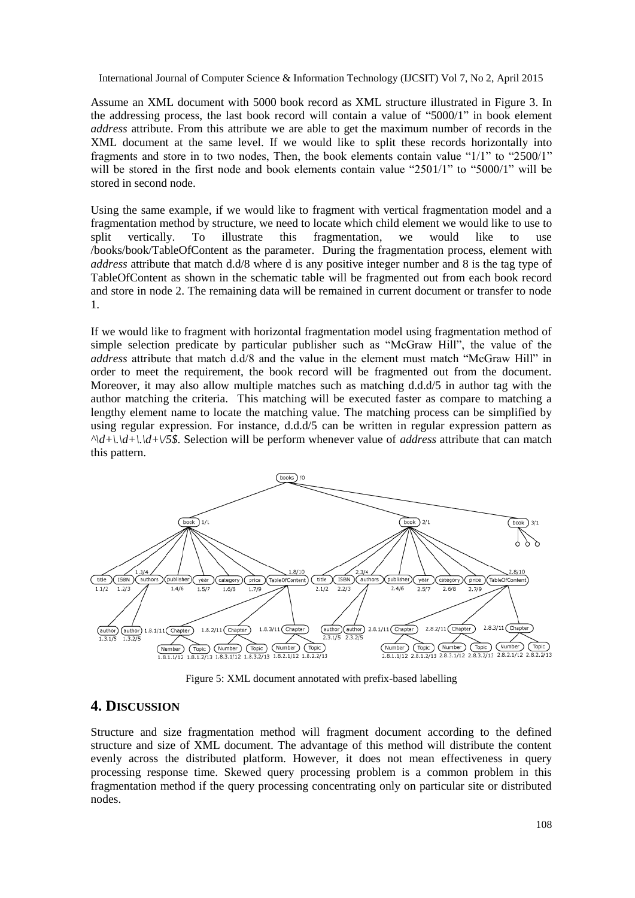Assume an XML document with 5000 book record as XML structure illustrated in Figure 3. In the addressing process, the last book record will contain a value of "5000/1" in book element *address* attribute. From this attribute we are able to get the maximum number of records in the XML document at the same level. If we would like to split these records horizontally into fragments and store in to two nodes, Then, the book elements contain value "1/1" to "2500/1" will be stored in the first node and book elements contain value "2501/1" to "5000/1" will be stored in second node.

Using the same example, if we would like to fragment with vertical fragmentation model and a fragmentation method by structure, we need to locate which child element we would like to use to split vertically. To illustrate this fragmentation, we would like to use /books/book/TableOfContent as the parameter. During the fragmentation process, element with *address* attribute that match d.d/8 where d is any positive integer number and 8 is the tag type of TableOfContent as shown in the schematic table will be fragmented out from each book record and store in node 2. The remaining data will be remained in current document or transfer to node 1.

If we would like to fragment with horizontal fragmentation model using fragmentation method of simple selection predicate by particular publisher such as "McGraw Hill", the value of the *address* attribute that match d.d/8 and the value in the element must match "McGraw Hill" in order to meet the requirement, the book record will be fragmented out from the document. Moreover, it may also allow multiple matches such as matching d.d.d/5 in author tag with the author matching the criteria. This matching will be executed faster as compare to matching a lengthy element name to locate the matching value. The matching process can be simplified by using regular expression. For instance, d.d.d/5 can be written in regular expression pattern as *^\d+\.\d+\.\d+\/5$*. Selection will be perform whenever value of *address* attribute that can match this pattern.

Figure 5: XML document annotated with prefix-based labelling

## 4. DISCUSSION

Structure and size fragmentation method will fragment document according to the defined structure and size of XML document. The advantage of this method will distribute the content evenly across the distributed platform. However, it does not mean effectiveness in query processing response time. Skewed query processing problem is a common problem in this fragmentation method if the query processing concentrating only on particular site or distributed nodes.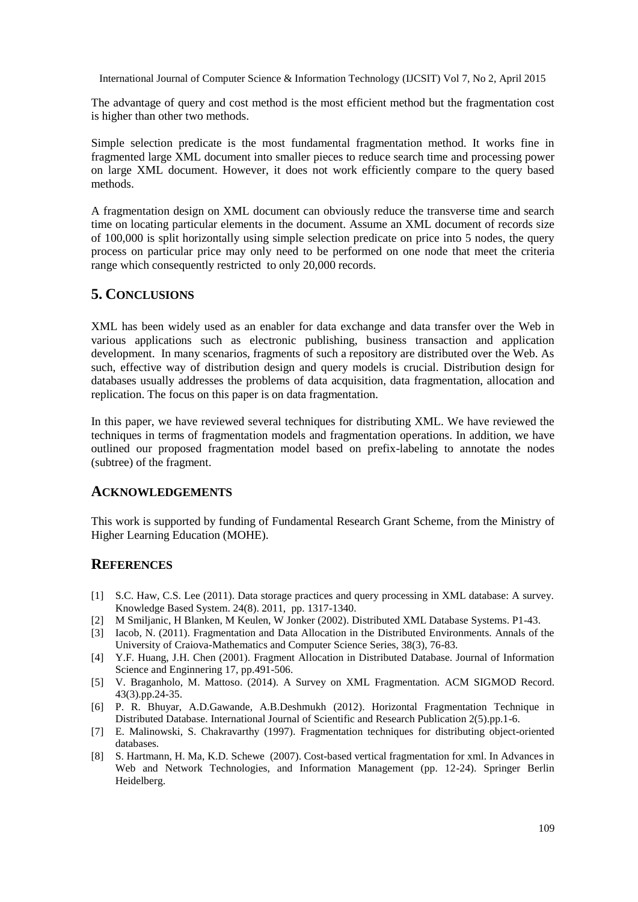The advantage of query and cost method is the most efficient method but the fragmentation cost is higher than other two methods.

Simple selection predicate is the most fundamental fragmentation method. It works fine in fragmented large XML document into smaller pieces to reduce search time and processing power on large XML document. However, it does not work efficiently compare to the query based methods.

A fragmentation design on XML document can obviously reduce the transverse time and search time on locating particular elements in the document. Assume an XML document of records size of 100,000 is split horizontally using simple selection predicate on price into 5 nodes, the query process on particular price may only need to be performed on one node that meet the criteria range which consequently restricted to only 20,000 records.

## 5. CONCLUSIONS

XML has been widely used as an enabler for data exchange and data transfer over the Web in various applications such as electronic publishing, business transaction and application development. In many scenarios, fragments of such a repository are distributed over the Web. As such, effective way of distribution design and query models is crucial. Distribution design for databases usually addresses the problems of data acquisition, data fragmentation, allocation and replication. The focus on this paper is on data fragmentation.

In this paper, we have reviewed several techniques for distributing XML. We have reviewed the techniques in terms of fragmentation models and fragmentation operations. In addition, we have outlined our proposed fragmentation model based on prefix-labeling to annotate the nodes (subtree) of the fragment.

## ACKNOWLEDGEMENTS

This work is supported by funding of Fundamental Research Grant Scheme, from the Ministry of Higher Learning Education (MOHE).

## REFERENCES

[1] S.C. Haw, C.S. Lee (2011). Data storage practices and query processing in XML database: A survey. Knowledge Based System. 24(8). 2011, pp. 1317-1340.

[2] M Smiljanic, H Blanken, M Keulen, W Jonker (2002). Distributed XML Database Systems. P1-43.

[3] Iacob, N. (2011). Fragmentation and Data Allocation in the Distributed Environments. Annals of the University of Craiova-Mathematics and Computer Science Series, 38(3), 76-83.

[4] Y.F. Huang, J.H. Chen (2001). Fragment Allocation in Distributed Database. Journal of Information Science and Enginnering 17, pp.491-506.

[5] V. Braganholo, M. Mattoso. (2014). A Survey on XML Fragmentation. ACM SIGMOD Record. 43(3).pp.24-35.

[6] P. R. Bhuyar, A.D.Gawande, A.B.Deshmukh (2012). Horizontal Fragmentation Technique in Distributed Database. International Journal of Scientific and Research Publication 2(5).pp.1-6.

[7] E. Malinowski, S. Chakravarthy (1997). Fragmentation techniques for distributing object-oriented databases.

[8] S. Hartmann, H. Ma, K.D. Schewe (2007). Cost-based vertical fragmentation for xml. In Advances in Web and Network Technologies, and Information Management (pp. 12-24). Springer Berlin Heidelberg.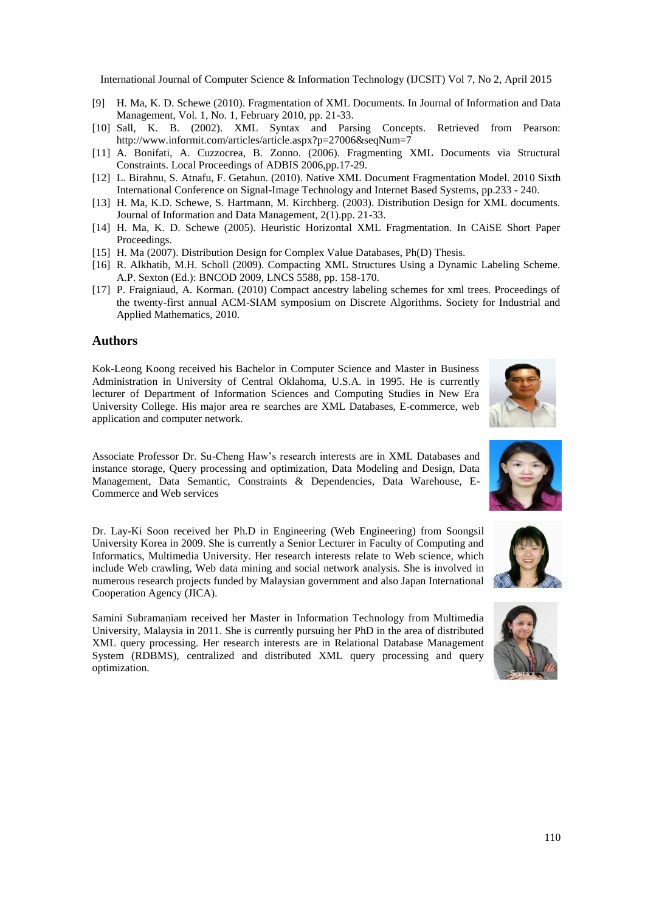[9] H. Ma, K. D. Schewe (2010). Fragmentation of XML Documents. In Journal of Information and Data Management, Vol. 1, No. 1, February 2010, pp. 21-33.

[10] Sall, K. B. (2002). XML Syntax and Parsing Concepts. Retrieved from Pearson: http://www.informit.com/articles/article.aspx?p=27006&seqNum=7

[11] A. Bonifati, A. Cuzzocrea, B. Zonno. (2006). Fragmenting XML Documents via Structural Constraints. Local Proceedings of ADBIS 2006,pp.17-29.

[12] L. Birahnu, S. Atnafu, F. Getahun. (2010). Native XML Document Fragmentation Model. 2010 Sixth International Conference on Signal-Image Technology and Internet Based Systems, pp.233 - 240.

[13] H. Ma, K.D. Schewe, S. Hartmann, M. Kirchberg. (2003). Distribution Design for XML documents. Journal of Information and Data Management, 2(1).pp. 21-33.

[14] H. Ma, K. D. Schewe (2005). Heuristic Horizontal XML Fragmentation. In CAiSE Short Paper Proceedings.

[15] H. Ma (2007). Distribution Design for Complex Value Databases, Ph(D) Thesis.

[16] R. Alkhatib, M.H. Scholl (2009). Compacting XML Structures Using a Dynamic Labeling Scheme. A.P. Sexton (Ed.): BNCOD 2009, LNCS 5588, pp. 158-170.

[17] P. Fraigniaud, A. Korman. (2010) Compact ancestry labeling schemes for xml trees. Proceedings of the twenty-first annual ACM-SIAM symposium on Discrete Algorithms. Society for Industrial and Applied Mathematics, 2010.

## Authors

Kok-Leong Koong received his Bachelor in Computer Science and Master in Business Administration in University of Central Oklahoma, U.S.A. in 1995. He is currently lecturer of Department of Information Sciences and Computing Studies in New Era University College. His major area re searches are XML Databases, E-commerce, web application and computer network.

Associate Professor Dr. Su-Cheng Haw's research interests are in XML Databases and instance storage, Query processing and optimization, Data Modeling and Design, Data Management, Data Semantic, Constraints & Dependencies, Data Warehouse, E-Commerce and Web services

Dr. Lay-Ki Soon received her Ph.D in Engineering (Web Engineering) from Soongsil University Korea in 2009. She is currently a Senior Lecturer in Faculty of Computing and Informatics, Multimedia University. Her research interests relate to Web science, which include Web crawling, Web data mining and social network analysis. She is involved in numerous research projects funded by Malaysian government and also Japan International Cooperation Agency (JICA).

Samini Subramaniam received her Master in Information Technology from Multimedia University, Malaysia in 2011. She is currently pursuing her PhD in the area of distributed XML query processing. Her research interests are in Relational Database Management System (RDBMS), centralized and distributed XML query processing and query optimization.